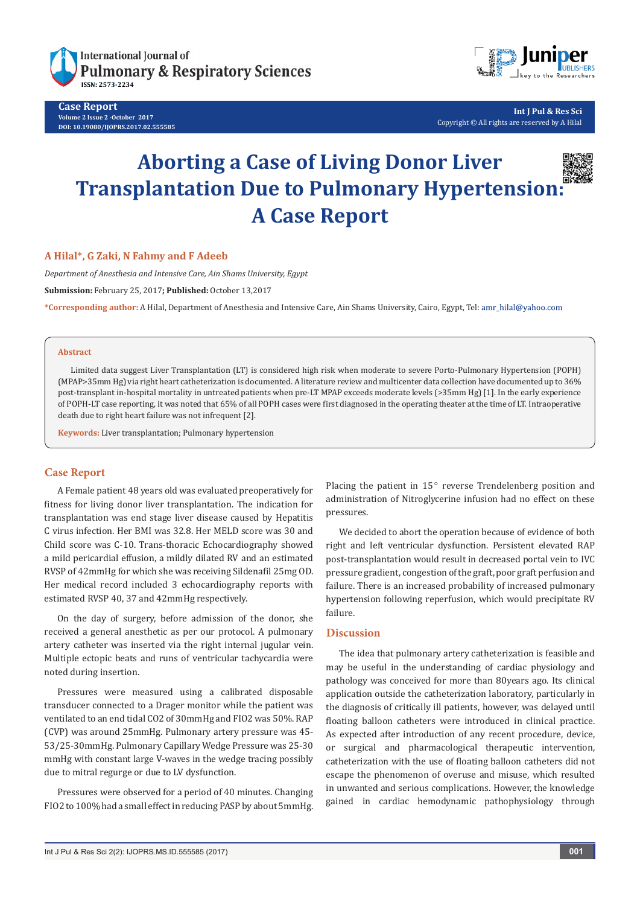Case Report

# Aborting a Case of Living Donor Liver Transplantation Due to Pulmonary Hypertension: A Case Report

**A Hilal*, G Zaki, N Fahmy and F Adeeb**

*Department of Anesthesia and Intensive Care, Ain Shams University, Egypt*

**Submission:** February 25, 2017; **Published:** October 13,2017

***Corresponding author:** A Hilal, Department of Anesthesia and Intensive Care, Ain Shams University, Cairo, Egypt, Tel: amr_hilal@yahoo.com

### Abstract

Limited data suggest Liver Transplantation (LT) is considered high risk when moderate to severe Porto-Pulmonary Hypertension (POPH) (MPAP>35mm Hg) via right heart catheterization is documented. A literature review and multicenter data collection have documented up to 36% post-transplant in-hospital mortality in untreated patients when pre-LT MPAP exceeds moderate levels (>35mm Hg) [1]. In the early experience of POPH-LT case reporting, it was noted that 65% of all POPH cases were first diagnosed in the operating theater at the time of LT. Intraoperative death due to right heart failure was not infrequent [2].

**Keywords:** Liver transplantation; Pulmonary hypertension

## Case Report

A Female patient 48 years old was evaluated preoperatively for fitness for living donor liver transplantation. The indication for transplantation was end stage liver disease caused by Hepatitis C virus infection. Her BMI was 32.8. Her MELD score was 30 and Child score was C-10. Trans-thoracic Echocardiography showed a mild pericardial effusion, a mildly dilated RV and an estimated RVSP of 42mmHg for which she was receiving Sildenafil 25mg OD. Her medical record included 3 echocardiography reports with estimated RVSP 40, 37 and 42mmHg respectively.

On the day of surgery, before admission of the donor, she received a general anesthetic as per our protocol. A pulmonary artery catheter was inserted via the right internal jugular vein. Multiple ectopic beats and runs of ventricular tachycardia were noted during insertion.

Pressures were measured using a calibrated disposable transducer connected to a Drager monitor while the patient was ventilated to an end tidal $CO_2$ of 30mmHg and $FIO_2$ was 50%. RAP (CVP) was around 25mmHg. Pulmonary artery pressure was 45-53/25-30mmHg. Pulmonary Capillary Wedge Pressure was 25-30 mmHg with constant large V-waves in the wedge tracing possibly due to mitral regurge or due to LV dysfunction.

Pressures were observed for a period of 40 minutes. Changing $FIO_2$ to 100% had a small effect in reducing PASP by about 5mmHg. Placing the patient in 15° reverse Trendelenberg position and administration of Nitroglycerine infusion had no effect on these pressures.

We decided to abort the operation because of evidence of both right and left ventricular dysfunction. Persistent elevated RAP post-transplantation would result in decreased portal vein to IVC pressure gradient, congestion of the graft, poor graft perfusion and failure. There is an increased probability of increased pulmonary hypertension following reperfusion, which would precipitate RV failure.

## Discussion

The idea that pulmonary artery catheterization is feasible and may be useful in the understanding of cardiac physiology and pathology was conceived for more than 80years ago. Its clinical application outside the catheterization laboratory, particularly in the diagnosis of critically ill patients, however, was delayed until floating balloon catheters were introduced in clinical practice. As expected after introduction of any recent procedure, device, or surgical and pharmacological therapeutic intervention, catheterization with the use of floating balloon catheters did not escape the phenomenon of overuse and misuse, which resulted in unwanted and serious complications. However, the knowledge gained in cardiac hemodynamic pathophysiology through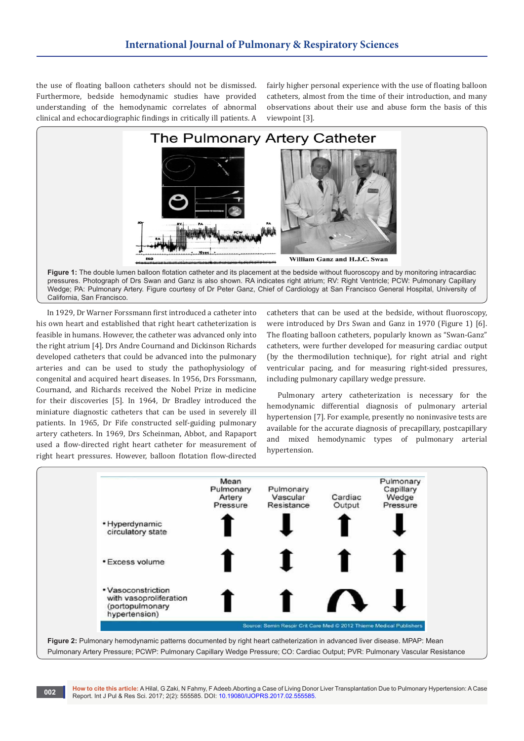the use of floating balloon catheters should not be dismissed. Furthermore, bedside hemodynamic studies have provided understanding of the hemodynamic correlates of abnormal clinical and echocardiographic findings in critically ill patients. A fairly higher personal experience with the use of floating balloon catheters, almost from the time of their introduction, and many observations about their use and abuse form the basis of this viewpoint [3].

**Figure 1:** The double lumen balloon flotation catheter and its placement at the bedside without fluoroscopy and by monitoring intracardiac pressures. Photograph of Drs Swan and Ganz is also shown. RA indicates right atrium; RV: Right Ventricle; PCW: Pulmonary Capillary Wedge; PA: Pulmonary Artery. Figure courtesy of Dr Peter Ganz, Chief of Cardiology at San Francisco General Hospital, University of California, San Francisco.

In 1929, Dr Warner Forssmann first introduced a catheter into his own heart and established that right heart catheterization is feasible in humans. However, the catheter was advanced only into the right atrium [4]. Drs Andre Cournand and Dickinson Richards developed catheters that could be advanced into the pulmonary arteries and can be used to study the pathophysiology of congenital and acquired heart diseases. In 1956, Drs Forssmann, Cournand, and Richards received the Nobel Prize in medicine for their discoveries [5]. In 1964, Dr Bradley introduced the miniature diagnostic catheters that can be used in severely ill patients. In 1965, Dr Fife constructed self-guiding pulmonary artery catheters. In 1969, Drs Scheinman, Abbot, and Rapaport used a flow-directed right heart catheter for measurement of right heart pressures. However, balloon flotation flow-directed catheters that can be used at the bedside, without fluoroscopy, were introduced by Drs Swan and Ganz in 1970 (Figure 1) [6]. The floating balloon catheters, popularly known as "Swan-Ganz" catheters, were further developed for measuring cardiac output (by the thermodilution technique), for right atrial and right ventricular pacing, and for measuring right-sided pressures, including pulmonary capillary wedge pressure.

Pulmonary artery catheterization is necessary for the hemodynamic differential diagnosis of pulmonary arterial hypertension [7]. For example, presently no noninvasive tests are available for the accurate diagnosis of precapillary, postcapillary and mixed hemodynamic types of pulmonary arterial hypertension.

| | Mean Pulmonary Artery Pressure | Pulmonary Vascular Resistance | Cardiac Output | Pulmonary Capillary Wedge Pressure |
|---|---|---|---|---|
| • Hyperdynamic circulatory state | ↑ | ↓ | ↑ | ↓ |
| • Excess volume | ↑ | ↕ | ↑ | ↑ |
| • Vasoconstriction with vasoproliferation (portopulmonary hypertension) | ↑ | ↑ | ↷ | ↓ |

Source: Semin Respir Crit Care Med © 2012 Thieme Medical Publishers

**Figure 2:** Pulmonary hemodynamic patterns documented by right heart catheterization in advanced liver disease. MPAP: Mean Pulmonary Artery Pressure; PCWP: Pulmonary Capillary Wedge Pressure; CO: Cardiac Output; PVR: Pulmonary Vascular Resistance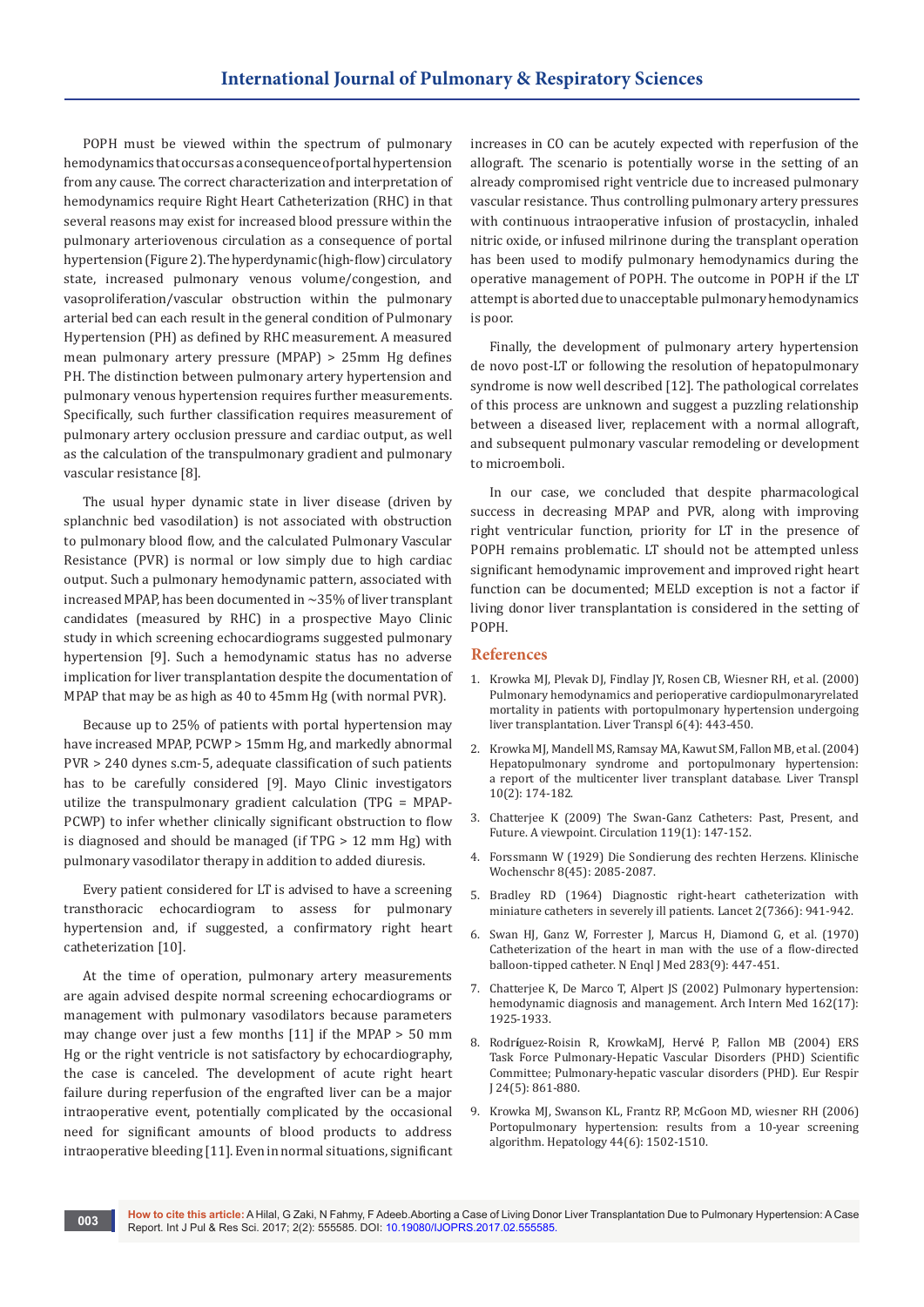POPH must be viewed within the spectrum of pulmonary hemodynamics that occurs as a consequence of portal hypertension from any cause. The correct characterization and interpretation of hemodynamics require Right Heart Catheterization (RHC) in that several reasons may exist for increased blood pressure within the pulmonary arteriovenous circulation as a consequence of portal hypertension (Figure 2). The hyperdynamic (high-flow) circulatory state, increased pulmonary venous volume/congestion, and vasoproliferation/vascular obstruction within the pulmonary arterial bed can each result in the general condition of Pulmonary Hypertension (PH) as defined by RHC measurement. A measured mean pulmonary artery pressure (MPAP) > 25mm Hg defines PH. The distinction between pulmonary artery hypertension and pulmonary venous hypertension requires further measurements. Specifically, such further classification requires measurement of pulmonary artery occlusion pressure and cardiac output, as well as the calculation of the transpulmonary gradient and pulmonary vascular resistance [8].

The usual hyper dynamic state in liver disease (driven by splanchnic bed vasodilation) is not associated with obstruction to pulmonary blood flow, and the calculated Pulmonary Vascular Resistance (PVR) is normal or low simply due to high cardiac output. Such a pulmonary hemodynamic pattern, associated with increased MPAP, has been documented in ~35% of liver transplant candidates (measured by RHC) in a prospective Mayo Clinic study in which screening echocardiograms suggested pulmonary hypertension [9]. Such a hemodynamic status has no adverse implication for liver transplantation despite the documentation of MPAP that may be as high as 40 to 45mm Hg (with normal PVR).

Because up to 25% of patients with portal hypertension may have increased MPAP, PCWP > 15mm Hg, and markedly abnormal PVR > 240 dynes s.cm-5, adequate classification of such patients has to be carefully considered [9]. Mayo Clinic investigators utilize the transpulmonary gradient calculation (TPG = MPAP-PCWP) to infer whether clinically significant obstruction to flow is diagnosed and should be managed (if TPG > 12 mm Hg) with pulmonary vasodilator therapy in addition to added diuresis.

Every patient considered for LT is advised to have a screening transthoracic echocardiogram to assess for pulmonary hypertension and, if suggested, a confirmatory right heart catheterization [10].

At the time of operation, pulmonary artery measurements are again advised despite normal screening echocardiograms or management with pulmonary vasodilators because parameters may change over just a few months [11] if the MPAP > 50 mm Hg or the right ventricle is not satisfactory by echocardiography, the case is canceled. The development of acute right heart failure during reperfusion of the engrafted liver can be a major intraoperative event, potentially complicated by the occasional need for significant amounts of blood products to address intraoperative bleeding [11]. Even in normal situations, significant increases in CO can be acutely expected with reperfusion of the allograft. The scenario is potentially worse in the setting of an already compromised right ventricle due to increased pulmonary vascular resistance. Thus controlling pulmonary artery pressures with continuous intraoperative infusion of prostacyclin, inhaled nitric oxide, or infused milrinone during the transplant operation has been used to modify pulmonary hemodynamics during the operative management of POPH. The outcome in POPH if the LT attempt is aborted due to unacceptable pulmonary hemodynamics is poor.

Finally, the development of pulmonary artery hypertension de novo post-LT or following the resolution of hepatopulmonary syndrome is now well described [12]. The pathological correlates of this process are unknown and suggest a puzzling relationship between a diseased liver, replacement with a normal allograft, and subsequent pulmonary vascular remodeling or development to microemboli.

In our case, we concluded that despite pharmacological success in decreasing MPAP and PVR, along with improving right ventricular function, priority for LT in the presence of POPH remains problematic. LT should not be attempted unless significant hemodynamic improvement and improved right heart function can be documented; MELD exception is not a factor if living donor liver transplantation is considered in the setting of POPH.

## References

1. Krowka MJ, Plevak DJ, Findlay JY, Rosen CB, Wiesner RH, et al. (2000) Pulmonary hemodynamics and perioperative cardiopulmonaryrelated mortality in patients with portopulmonary hypertension undergoing liver transplantation. Liver Transpl 6(4): 443-450.
2. Krowka MJ, Mandell MS, Ramsay MA, Kawut SM, Fallon MB, et al. (2004) Hepatopulmonary syndrome and portopulmonary hypertension: a report of the multicenter liver transplant database. Liver Transpl 10(2): 174-182.
3. Chatterjee K (2009) The Swan-Ganz Catheters: Past, Present, and Future. A viewpoint. Circulation 119(1): 147-152.
4. Forssmann W (1929) Die Sondierung des rechten Herzens. Klinische Wochenschr 8(45): 2085-2087.
5. Bradley RD (1964) Diagnostic right-heart catheterization with miniature catheters in severely ill patients. Lancet 2(7366): 941-942.
6. Swan HJ, Ganz W, Forrester J, Marcus H, Diamond G, et al. (1970) Catheterization of the heart in man with the use of a flow-directed balloon-tipped catheter. N Engl J Med 283(9): 447-451.
7. Chatterjee K, De Marco T, Alpert JS (2002) Pulmonary hypertension: hemodynamic diagnosis and management. Arch Intern Med 162(17): 1925-1933.
8. Rodríguez-Roisin R, KrowkaMJ, Hervé P, Fallon MB (2004) ERS Task Force Pulmonary-Hepatic Vascular Disorders (PHD) Scientific Committee; Pulmonary-hepatic vascular disorders (PHD). Eur Respir J 24(5): 861-880.
9. Krowka MJ, Swanson KL, Frantz RP, McGoon MD, wiesner RH (2006) Portopulmonary hypertension: results from a 10-year screening algorithm. Hepatology 44(6): 1502-1510.

**How to cite this article:** A Hilal, G Zaki, N Fahmy, F Adeeb.Aborting a Case of Living Donor Liver Transplantation Due to Pulmonary Hypertension: A Case Report. Int J Pul & Res Sci. 2017; 2(2): 555585. DOI: 10.19080/IJOPRS.2017.02.555585.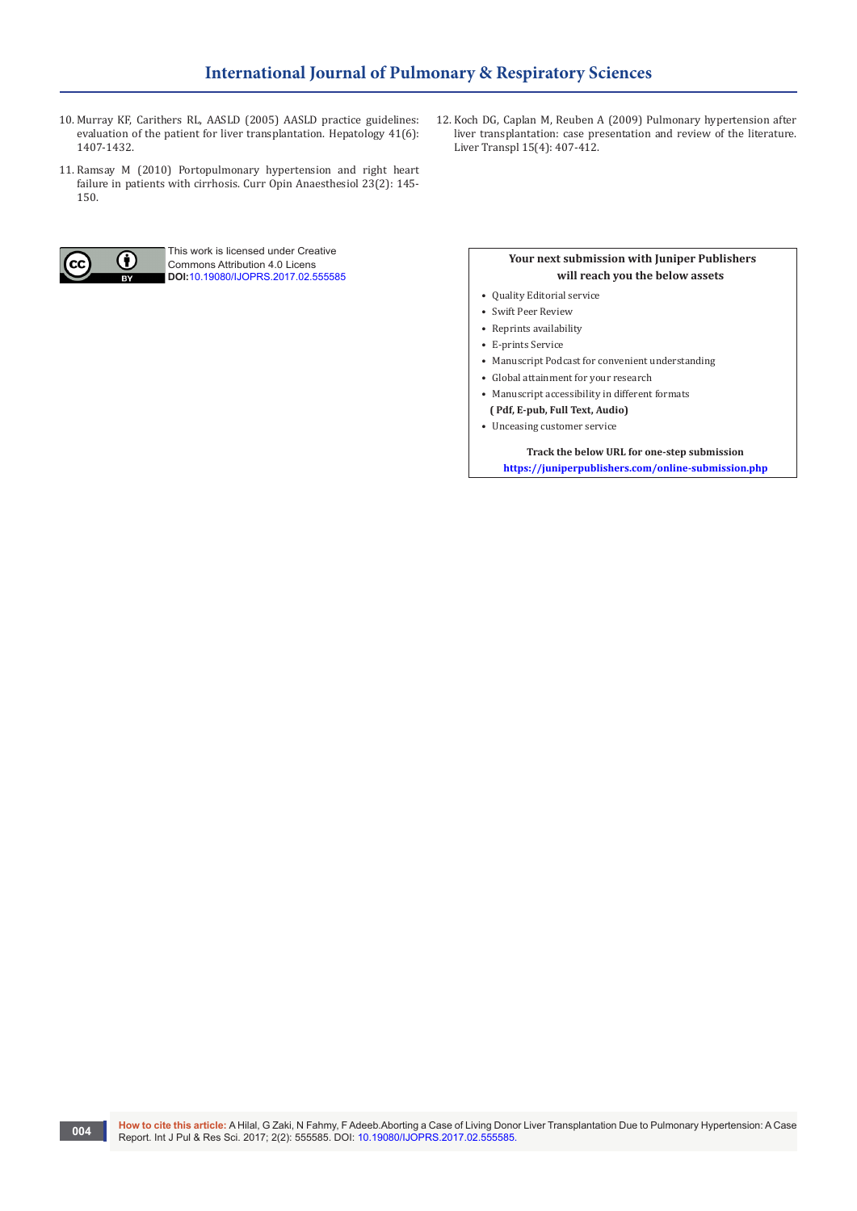10. Murray KF, Carithers RL, AASLD (2005) AASLD practice guidelines: evaluation of the patient for liver transplantation. Hepatology 41(6): 1407-1432.

11. Ramsay M (2010) Portopulmonary hypertension and right heart failure in patients with cirrhosis. Curr Opin Anaesthesiol 23(2): 145-150.

12. Koch DG, Caplan M, Reuben A (2009) Pulmonary hypertension after liver transplantation: case presentation and review of the literature. Liver Transpl 15(4): 407-412.

This work is licensed under Creative Commons Attribution 4.0 Licens
**DOI:**10.19080/IJOPRS.2017.02.555585

**Your next submission with Juniper Publishers will reach you the below assets**

- Quality Editorial service
- Swift Peer Review
- Reprints availability
- E-prints Service
- Manuscript Podcast for convenient understanding
- Global attainment for your research
- Manuscript accessibility in different formats
  **( Pdf, E-pub, Full Text, Audio)**
- Unceasing customer service

**Track the below URL for one-step submission**
**https://juniperpublishers.com/online-submission.php**

**How to cite this article:** A Hilal, G Zaki, N Fahmy, F Adeeb.Aborting a Case of Living Donor Liver Transplantation Due to Pulmonary Hypertension: A Case Report. Int J Pul & Res Sci. 2017; 2(2): 555585. DOI: 10.19080/IJOPRS.2017.02.555585.